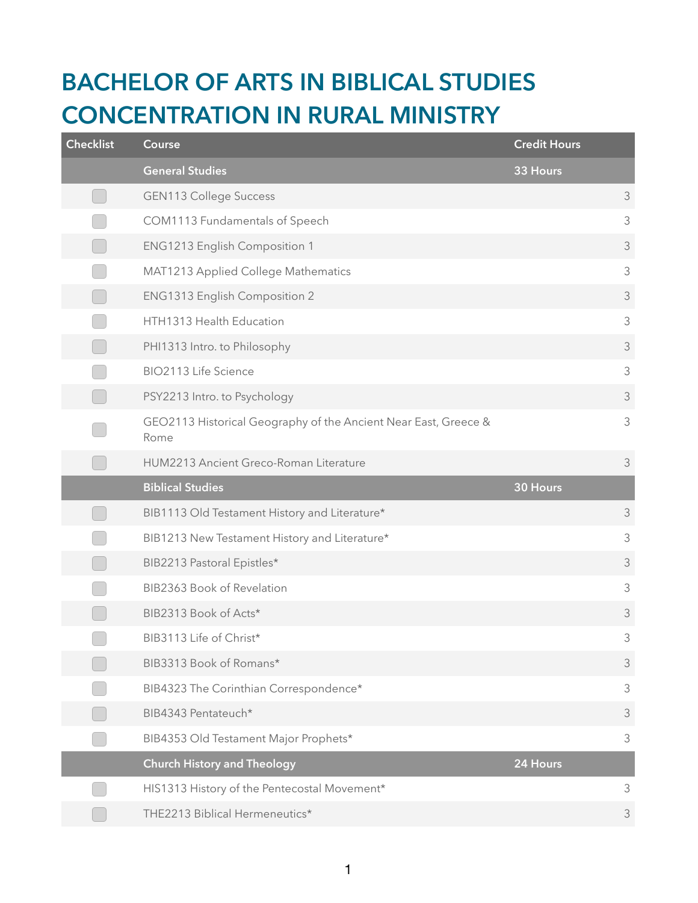# BACHELOR OF ARTS IN BIBLICAL STUDIES CONCENTRATION IN RURAL MINISTRY

| Checklist | Course | Credit Hours |
|---|---|---|
| | **General Studies** | **33 Hours** |
| ☐ | GEN113 College Success | 3 |
| ☐ | COM1113 Fundamentals of Speech | 3 |
| ☐ | ENG1213 English Composition 1 | 3 |
| ☐ | MAT1213 Applied College Mathematics | 3 |
| ☐ | ENG1313 English Composition 2 | 3 |
| ☐ | HTH1313 Health Education | 3 |
| ☐ | PHI1313 Intro. to Philosophy | 3 |
| ☐ | BIO2113 Life Science | 3 |
| ☐ | PSY2213 Intro. to Psychology | 3 |
| ☐ | GEO2113 Historical Geography of the Ancient Near East, Greece & Rome | 3 |
| ☐ | HUM2213 Ancient Greco-Roman Literature | 3 |
| | **Biblical Studies** | **30 Hours** |
| ☐ | BIB1113 Old Testament History and Literature* | 3 |
| ☐ | BIB1213 New Testament History and Literature* | 3 |
| ☐ | BIB2213 Pastoral Epistles* | 3 |
| ☐ | BIB2363 Book of Revelation | 3 |
| ☐ | BIB2313 Book of Acts* | 3 |
| ☐ | BIB3113 Life of Christ* | 3 |
| ☐ | BIB3313 Book of Romans* | 3 |
| ☐ | BIB4323 The Corinthian Correspondence* | 3 |
| ☐ | BIB4343 Pentateuch* | 3 |
| ☐ | BIB4353 Old Testament Major Prophets* | 3 |
| | **Church History and Theology** | **24 Hours** |
| ☐ | HIS1313 History of the Pentecostal Movement* | 3 |
| ☐ | THE2213 Biblical Hermeneutics* | 3 |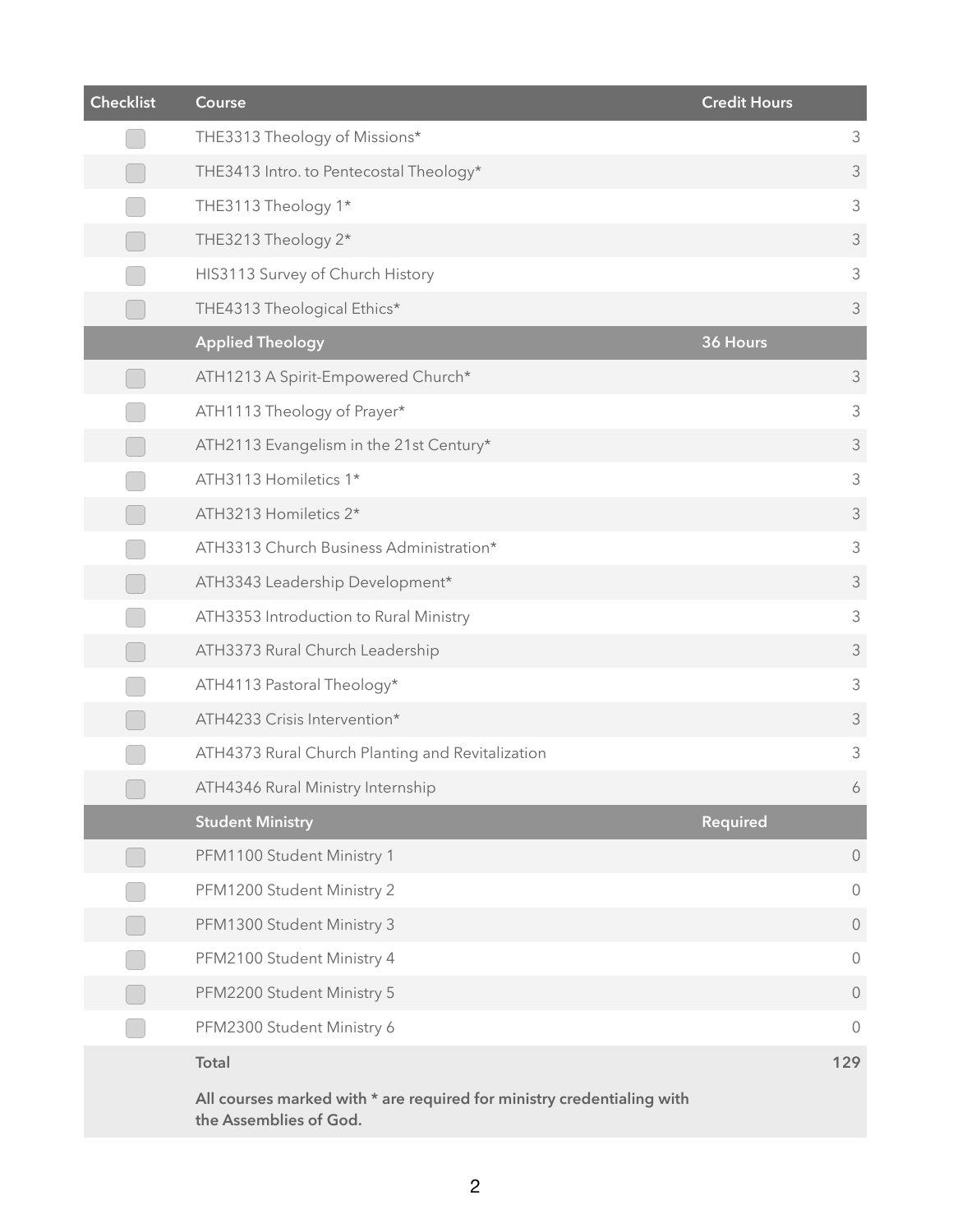| Checklist | Course | Credit Hours |
| --- | --- | --- |
| | THE3313 Theology of Missions* | 3 |
| | THE3413 Intro. to Pentecostal Theology* | 3 |
| | THE3113 Theology 1* | 3 |
| | THE3213 Theology 2* | 3 |
| | HIS3113 Survey of Church History | 3 |
| | THE4313 Theological Ethics* | 3 |
| | **Applied Theology** | **36 Hours** |
| | ATH1213 A Spirit-Empowered Church* | 3 |
| | ATH1113 Theology of Prayer* | 3 |
| | ATH2113 Evangelism in the 21st Century* | 3 |
| | ATH3113 Homiletics 1* | 3 |
| | ATH3213 Homiletics 2* | 3 |
| | ATH3313 Church Business Administration* | 3 |
| | ATH3343 Leadership Development* | 3 |
| | ATH3353 Introduction to Rural Ministry | 3 |
| | ATH3373 Rural Church Leadership | 3 |
| | ATH4113 Pastoral Theology* | 3 |
| | ATH4233 Crisis Intervention* | 3 |
| | ATH4373 Rural Church Planting and Revitalization | 3 |
| | ATH4346 Rural Ministry Internship | 6 |
| | **Student Ministry** | **Required** |
| | PFM1100 Student Ministry 1 | 0 |
| | PFM1200 Student Ministry 2 | 0 |
| | PFM1300 Student Ministry 3 | 0 |
| | PFM2100 Student Ministry 4 | 0 |
| | PFM2200 Student Ministry 5 | 0 |
| | PFM2300 Student Ministry 6 | 0 |
| | **Total** | **129** |

**All courses marked with * are required for ministry credentialing with the Assemblies of God.**